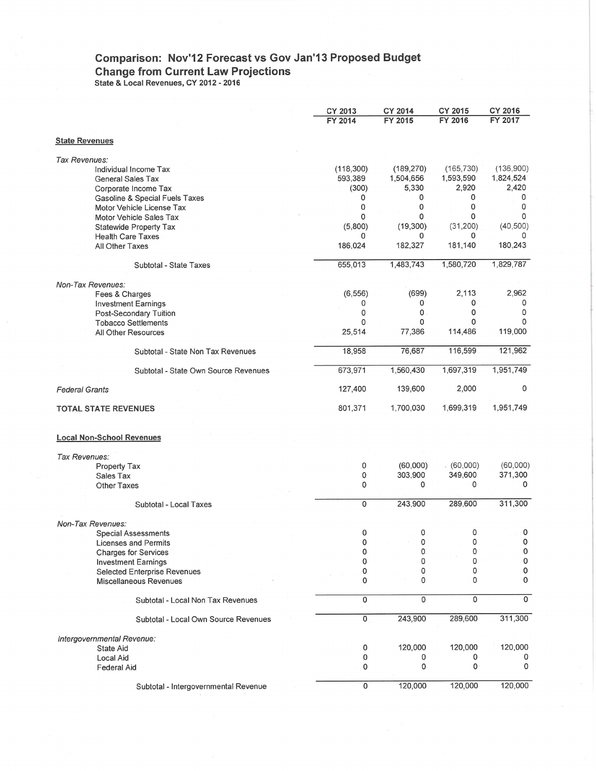# Comparison: Nov'12 Forecast vs Gov Jan'13 Proposed Budget
## Change from Current Law Projections
### State & Local Revenues, CY 2012 - 2016

| | CY 2013<br>FY 2014 | CY 2014<br>FY 2015 | CY 2015<br>FY 2016 | CY 2016<br>FY 2017 |
|---|---|---|---|---|
| **State Revenues** | | | | |
| *Tax Revenues:* | | | | |
| Individual Income Tax | (118,300) | (189,270) | (165,730) | (136,900) |
| General Sales Tax | 593,389 | 1,504,656 | 1,593,590 | 1,824,524 |
| Corporate Income Tax | (300) | 5,330 | 2,920 | 2,420 |
| Gasoline & Special Fuels Taxes | 0 | 0 | 0 | 0 |
| Motor Vehicle License Tax | 0 | 0 | 0 | 0 |
| Motor Vehicle Sales Tax | 0 | 0 | 0 | 0 |
| Statewide Property Tax | (5,800) | (19,300) | (31,200) | (40,500) |
| Health Care Taxes | 0 | 0 | 0 | 0 |
| All Other Taxes | 186,024 | 182,327 | 181,140 | 180,243 |
| Subtotal - State Taxes | 655,013 | 1,483,743 | 1,580,720 | 1,829,787 |
| *Non-Tax Revenues:* | | | | |
| Fees & Charges | (6,556) | (699) | 2,113 | 2,962 |
| Investment Earnings | 0 | 0 | 0 | 0 |
| Post-Secondary Tuition | 0 | 0 | 0 | 0 |
| Tobacco Settlements | 0 | 0 | 0 | 0 |
| All Other Resources | 25,514 | 77,386 | 114,486 | 119,000 |
| Subtotal - State Non Tax Revenues | 18,958 | 76,687 | 116,599 | 121,962 |
| Subtotal - State Own Source Revenues | 673,971 | 1,560,430 | 1,697,319 | 1,951,749 |
| *Federal Grants* | 127,400 | 139,600 | 2,000 | 0 |
| **TOTAL STATE REVENUES** | 801,371 | 1,700,030 | 1,699,319 | 1,951,749 |
| **Local Non-School Revenues** | | | | |
| *Tax Revenues:* | | | | |
| Property Tax | 0 | (60,000) | (60,000) | (60,000) |
| Sales Tax | 0 | 303,900 | 349,600 | 371,300 |
| Other Taxes | 0 | 0 | 0 | 0 |
| Subtotal - Local Taxes | 0 | 243,900 | 289,600 | 311,300 |
| *Non-Tax Revenues:* | | | | |
| Special Assessments | 0 | 0 | 0 | 0 |
| Licenses and Permits | 0 | 0 | 0 | 0 |
| Charges for Services | 0 | 0 | 0 | 0 |
| Investment Earnings | 0 | 0 | 0 | 0 |
| Selected Enterprise Revenues | 0 | 0 | 0 | 0 |
| Miscellaneous Revenues | 0 | 0 | 0 | 0 |
| Subtotal - Local Non Tax Revenues | 0 | 0 | 0 | 0 |
| Subtotal - Local Own Source Revenues | 0 | 243,900 | 289,600 | 311,300 |
| *Intergovernmental Revenue:* | | | | |
| State Aid | 0 | 120,000 | 120,000 | 120,000 |
| Local Aid | 0 | 0 | 0 | 0 |
| Federal Aid | 0 | 0 | 0 | 0 |
| Subtotal - Intergovernmental Revenue | 0 | 120,000 | 120,000 | 120,000 |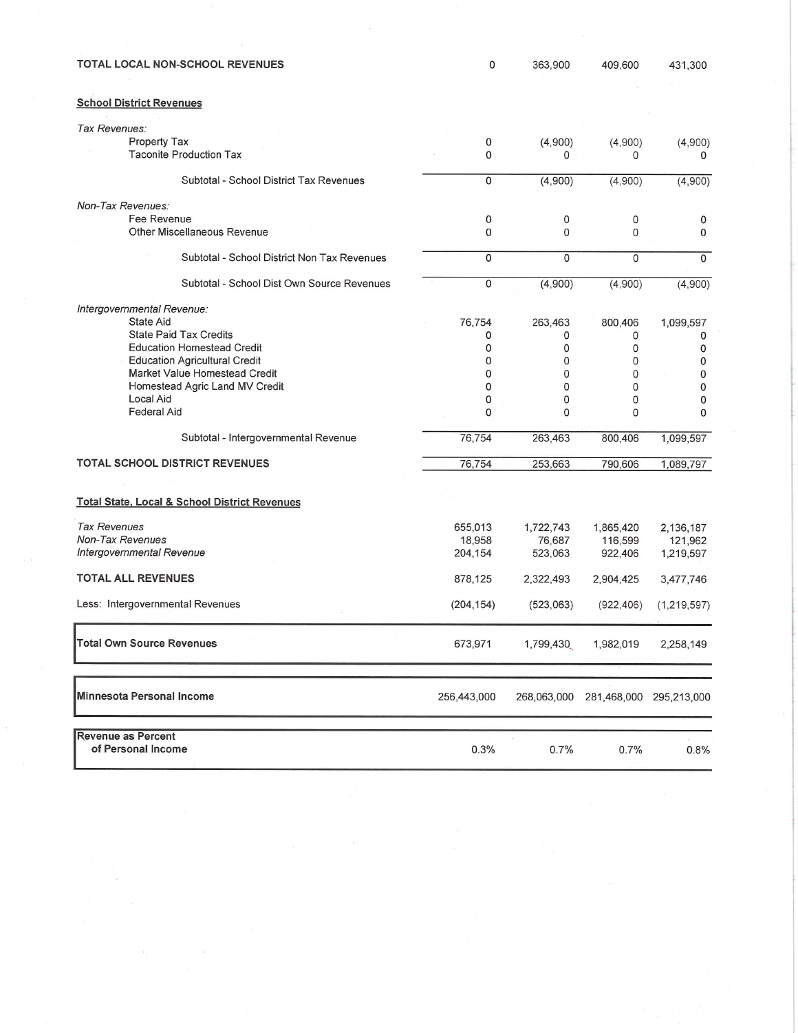| | | | | |
|---|---|---|---|---|
| **TOTAL LOCAL NON-SCHOOL REVENUES** | 0 | 363,900 | 409,600 | 431,300 |
| | | | | |
| **School District Revenues** | | | | |
| *Tax Revenues:* | | | | |
| Property Tax | 0 | (4,900) | (4,900) | (4,900) |
| Taconite Production Tax | 0 | 0 | 0 | 0 |
| Subtotal - School District Tax Revenues | 0 | (4,900) | (4,900) | (4,900) |
| *Non-Tax Revenues:* | | | | |
| Fee Revenue | 0 | 0 | 0 | 0 |
| Other Miscellaneous Revenue | 0 | 0 | 0 | 0 |
| Subtotal - School District Non Tax Revenues | 0 | 0 | 0 | 0 |
| Subtotal - School Dist Own Source Revenues | 0 | (4,900) | (4,900) | (4,900) |
| *Intergovernmental Revenue:* | | | | |
| State Aid | 76,754 | 263,463 | 800,406 | 1,099,597 |
| State Paid Tax Credits | 0 | 0 | 0 | 0 |
| Education Homestead Credit | 0 | 0 | 0 | 0 |
| Education Agricultural Credit | 0 | 0 | 0 | 0 |
| Market Value Homestead Credit | 0 | 0 | 0 | 0 |
| Homestead Agric Land MV Credit | 0 | 0 | 0 | 0 |
| Local Aid | 0 | 0 | 0 | 0 |
| Federal Aid | 0 | 0 | 0 | 0 |
| Subtotal - Intergovernmental Revenue | 76,754 | 263,463 | 800,406 | 1,099,597 |
| **TOTAL SCHOOL DISTRICT REVENUES** | 76,754 | 253,663 | 790,606 | 1,089,797 |
| | | | | |
| **Total State, Local & School District Revenues** | | | | |
| *Tax Revenues* | 655,013 | 1,722,743 | 1,865,420 | 2,136,187 |
| *Non-Tax Revenues* | 18,958 | 76,687 | 116,599 | 121,962 |
| *Intergovernmental Revenue* | 204,154 | 523,063 | 922,406 | 1,219,597 |
| **TOTAL ALL REVENUES** | 878,125 | 2,322,493 | 2,904,425 | 3,477,746 |
| Less: Intergovernmental Revenues | (204,154) | (523,063) | (922,406) | (1,219,597) |
| **Total Own Source Revenues** | 673,971 | 1,799,430 | 1,982,019 | 2,258,149 |
| **Minnesota Personal Income** | 256,443,000 | 268,063,000 | 281,468,000 | 295,213,000 |
| **Revenue as Percent of Personal Income** | 0.3% | 0.7% | 0.7% | 0.8% |